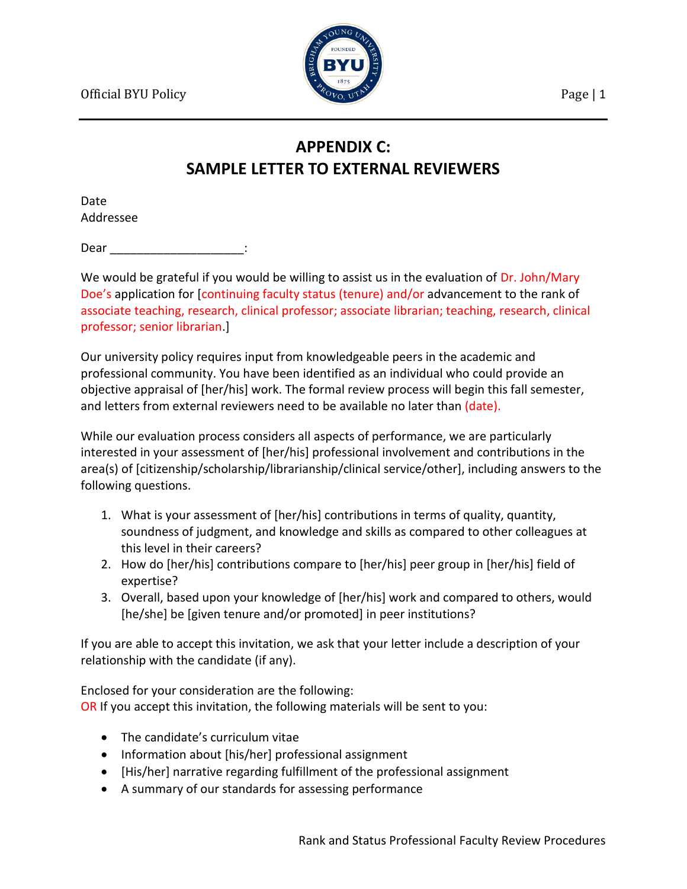# APPENDIX C:
# SAMPLE LETTER TO EXTERNAL REVIEWERS

Date
Addressee

Dear ____________________:

We would be grateful if you would be willing to assist us in the evaluation of Dr. John/Mary Doe's application for [continuing faculty status (tenure) and/or advancement to the rank of associate teaching, research, clinical professor; associate librarian; teaching, research, clinical professor; senior librarian.]

Our university policy requires input from knowledgeable peers in the academic and professional community. You have been identified as an individual who could provide an objective appraisal of [her/his] work. The formal review process will begin this fall semester, and letters from external reviewers need to be available no later than (date).

While our evaluation process considers all aspects of performance, we are particularly interested in your assessment of [her/his] professional involvement and contributions in the area(s) of [citizenship/scholarship/librarianship/clinical service/other], including answers to the following questions.

1. What is your assessment of [her/his] contributions in terms of quality, quantity, soundness of judgment, and knowledge and skills as compared to other colleagues at this level in their careers?
2. How do [her/his] contributions compare to [her/his] peer group in [her/his] field of expertise?
3. Overall, based upon your knowledge of [her/his] work and compared to others, would [he/she] be [given tenure and/or promoted] in peer institutions?

If you are able to accept this invitation, we ask that your letter include a description of your relationship with the candidate (if any).

Enclosed for your consideration are the following:
OR If you accept this invitation, the following materials will be sent to you:

- The candidate's curriculum vitae
- Information about [his/her] professional assignment
- [His/her] narrative regarding fulfillment of the professional assignment
- A summary of our standards for assessing performance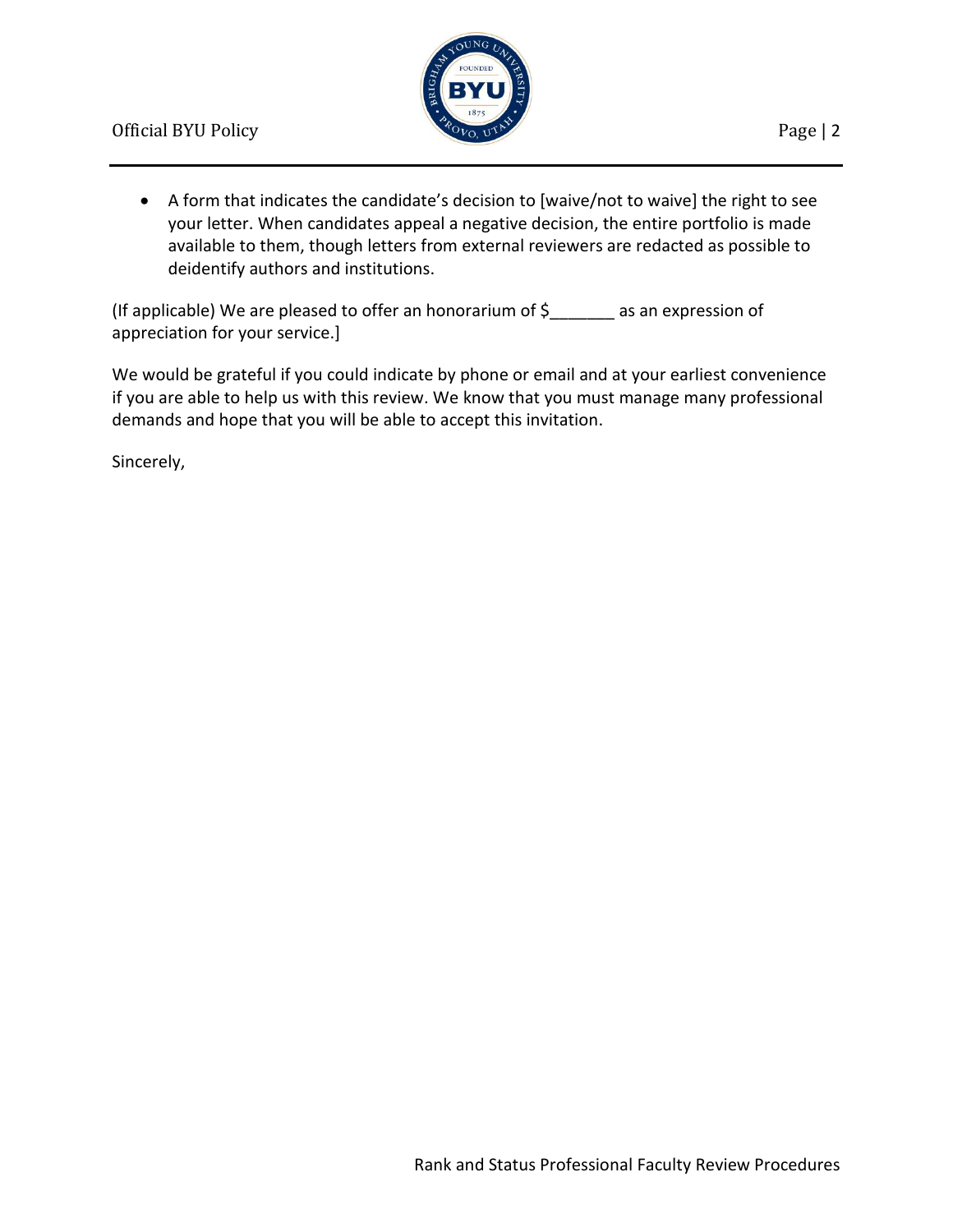- A form that indicates the candidate's decision to [waive/not to waive] the right to see your letter. When candidates appeal a negative decision, the entire portfolio is made available to them, though letters from external reviewers are redacted as possible to deidentify authors and institutions.

(If applicable) We are pleased to offer an honorarium of $_______ as an expression of appreciation for your service.]

We would be grateful if you could indicate by phone or email and at your earliest convenience if you are able to help us with this review. We know that you must manage many professional demands and hope that you will be able to accept this invitation.

Sincerely,